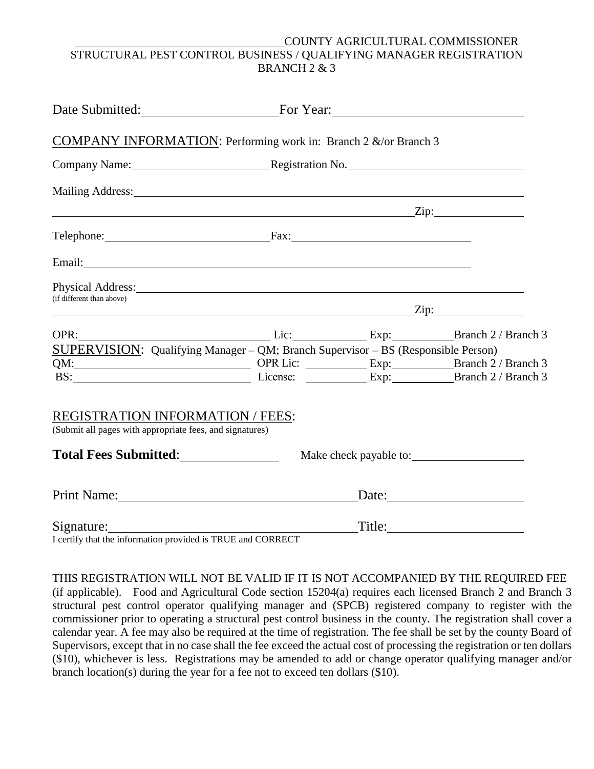\_\_\_\_\_\_\_\_\_\_\_\_\_\_\_\_\_\_\_\_\_\_\_\_\_\_\_\_\_\_\_\_\_\_COUNTY AGRICULTURAL COMMISSIONER
STRUCTURAL PEST CONTROL BUSINESS / QUALIFYING MANAGER REGISTRATION
BRANCH 2 & 3

Date Submitted: \_\_\_\_\_\_\_\_\_\_\_\_\_\_\_\_\_\_\_\_ For Year: \_\_\_\_\_\_\_\_\_\_\_\_\_\_\_\_\_\_\_\_\_\_\_\_\_\_\_\_

## COMPANY INFORMATION: Performing work in: Branch 2 &/or Branch 3

Company Name: \_\_\_\_\_\_\_\_\_\_\_\_\_\_\_\_\_\_\_\_\_\_\_ Registration No. \_\_\_\_\_\_\_\_\_\_\_\_\_\_\_\_\_\_\_\_\_\_\_\_\_\_\_\_

Mailing Address: \_\_\_\_\_\_\_\_\_\_\_\_\_\_\_\_\_\_\_\_\_\_\_\_\_\_\_\_\_\_\_\_\_\_\_\_\_\_\_\_\_\_\_\_\_\_\_\_\_\_\_\_\_\_\_\_\_\_\_\_\_\_

\_\_\_\_\_\_\_\_\_\_\_\_\_\_\_\_\_\_\_\_\_\_\_\_\_\_\_\_\_\_\_\_\_\_\_\_\_\_\_\_\_\_\_\_\_\_\_\_\_\_\_\_\_\_\_\_\_\_\_\_\_\_ Zip: \_\_\_\_\_\_\_\_\_\_\_\_\_\_\_

Telephone: \_\_\_\_\_\_\_\_\_\_\_\_\_\_\_\_\_\_\_\_\_\_\_\_\_\_\_\_ Fax: \_\_\_\_\_\_\_\_\_\_\_\_\_\_\_\_\_\_\_\_\_\_\_\_\_\_\_\_\_\_\_

Email: \_\_\_\_\_\_\_\_\_\_\_\_\_\_\_\_\_\_\_\_\_\_\_\_\_\_\_\_\_\_\_\_\_\_\_\_\_\_\_\_\_\_\_\_\_\_\_\_\_\_\_\_\_\_\_\_\_\_\_\_\_\_\_\_\_\_\_

Physical Address: \_\_\_\_\_\_\_\_\_\_\_\_\_\_\_\_\_\_\_\_\_\_\_\_\_\_\_\_\_\_\_\_\_\_\_\_\_\_\_\_\_\_\_\_\_\_\_\_\_\_\_\_\_\_\_\_\_\_\_\_\_\_
(if different than above)

\_\_\_\_\_\_\_\_\_\_\_\_\_\_\_\_\_\_\_\_\_\_\_\_\_\_\_\_\_\_\_\_\_\_\_\_\_\_\_\_\_\_\_\_\_\_\_\_\_\_\_\_\_\_\_\_\_\_\_\_\_\_ Zip: \_\_\_\_\_\_\_\_\_\_\_\_\_\_\_

OPR: \_\_\_\_\_\_\_\_\_\_\_\_\_\_\_\_\_\_\_\_\_\_\_\_\_\_\_\_\_\_ Lic: \_\_\_\_\_\_\_\_\_\_\_\_ Exp: \_\_\_\_\_\_\_\_\_\_ Branch 2 / Branch 3

## SUPERVISION: Qualifying Manager – QM; Branch Supervisor – BS (Responsible Person)

QM: \_\_\_\_\_\_\_\_\_\_\_\_\_\_\_\_\_\_\_\_\_\_\_\_\_\_\_\_\_\_ OPR Lic: \_\_\_\_\_\_\_\_\_\_ Exp: \_\_\_\_\_\_\_\_\_\_ Branch 2 / Branch 3
BS: \_\_\_\_\_\_\_\_\_\_\_\_\_\_\_\_\_\_\_\_\_\_\_\_\_\_\_\_\_\_ License: \_\_\_\_\_\_\_\_\_\_ Exp: \_\_\_\_\_\_\_\_\_\_ Branch 2 / Branch 3

## REGISTRATION INFORMATION / FEES:

(Submit all pages with appropriate fees, and signatures)

**Total Fees Submitted**: \_\_\_\_\_\_\_\_\_\_\_\_\_\_\_ Make check payable to: \_\_\_\_\_\_\_\_\_\_\_\_\_\_\_\_\_\_\_

Print Name: \_\_\_\_\_\_\_\_\_\_\_\_\_\_\_\_\_\_\_\_\_\_\_\_\_\_\_\_\_\_\_\_\_\_\_\_\_ Date: \_\_\_\_\_\_\_\_\_\_\_\_\_\_\_\_\_\_\_\_

Signature: \_\_\_\_\_\_\_\_\_\_\_\_\_\_\_\_\_\_\_\_\_\_\_\_\_\_\_\_\_\_\_\_\_\_\_\_\_\_ Title: \_\_\_\_\_\_\_\_\_\_\_\_\_\_\_\_\_\_\_\_
I certify that the information provided is TRUE and CORRECT

THIS REGISTRATION WILL NOT BE VALID IF IT IS NOT ACCOMPANIED BY THE REQUIRED FEE (if applicable). Food and Agricultural Code section 15204(a) requires each licensed Branch 2 and Branch 3 structural pest control operator qualifying manager and (SPCB) registered company to register with the commissioner prior to operating a structural pest control business in the county. The registration shall cover a calendar year. A fee may also be required at the time of registration. The fee shall be set by the county Board of Supervisors, except that in no case shall the fee exceed the actual cost of processing the registration or ten dollars ($10), whichever is less. Registrations may be amended to add or change operator qualifying manager and/or branch location(s) during the year for a fee not to exceed ten dollars ($10).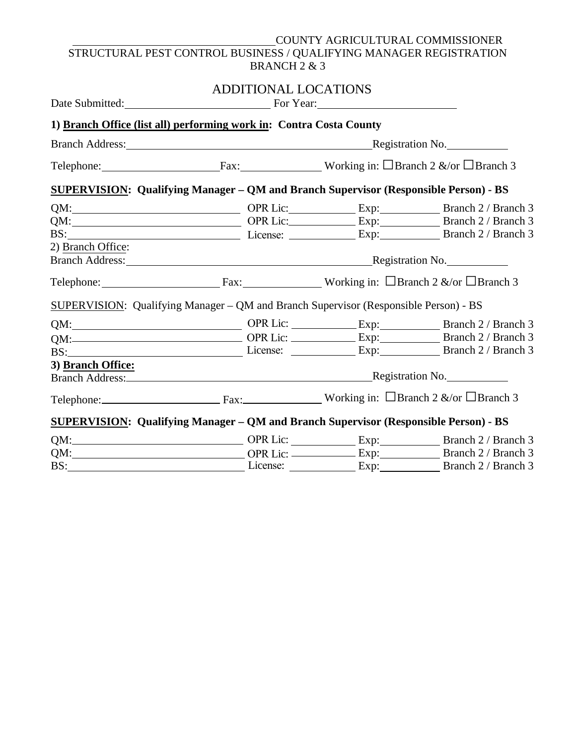\_\_\_\_\_\_\_\_\_\_\_\_\_\_\_\_\_\_\_\_ COUNTY AGRICULTURAL COMMISSIONER
STRUCTURAL PEST CONTROL BUSINESS / QUALIFYING MANAGER REGISTRATION
BRANCH 2 & 3

## ADDITIONAL LOCATIONS

Date Submitted: \_\_\_\_\_\_\_\_\_\_\_\_\_\_\_\_\_\_\_\_ For Year: \_\_\_\_\_\_\_\_\_\_\_\_\_\_\_\_\_\_\_\_

**1) Branch Office (list all) performing work in: Contra Costa County**

Branch Address: \_\_\_\_\_\_\_\_\_\_\_\_\_\_\_\_\_\_\_\_\_\_\_\_\_\_\_\_\_\_\_\_\_\_\_\_\_\_ Registration No. \_\_\_\_\_\_\_\_\_\_

Telephone: \_\_\_\_\_\_\_\_\_\_\_\_\_\_\_\_\_\_ Fax: \_\_\_\_\_\_\_\_\_\_\_\_\_\_ Working in: ☐Branch 2 &/or ☐Branch 3

**SUPERVISION: Qualifying Manager – QM and Branch Supervisor (Responsible Person) - BS**

QM: \_\_\_\_\_\_\_\_\_\_\_\_\_\_\_\_\_\_\_\_\_\_\_\_\_\_\_\_ OPR Lic: \_\_\_\_\_\_\_\_\_\_ Exp: \_\_\_\_\_\_\_\_\_\_ Branch 2 / Branch 3
QM: \_\_\_\_\_\_\_\_\_\_\_\_\_\_\_\_\_\_\_\_\_\_\_\_\_\_\_\_ OPR Lic: \_\_\_\_\_\_\_\_\_\_ Exp: \_\_\_\_\_\_\_\_\_\_ Branch 2 / Branch 3
BS: \_\_\_\_\_\_\_\_\_\_\_\_\_\_\_\_\_\_\_\_\_\_\_\_\_\_\_\_ License: \_\_\_\_\_\_\_\_\_\_ Exp: \_\_\_\_\_\_\_\_\_\_ Branch 2 / Branch 3

2) Branch Office:
Branch Address: \_\_\_\_\_\_\_\_\_\_\_\_\_\_\_\_\_\_\_\_\_\_\_\_\_\_\_\_\_\_\_\_\_\_\_\_\_\_ Registration No. \_\_\_\_\_\_\_\_\_\_

Telephone: \_\_\_\_\_\_\_\_\_\_\_\_\_\_\_\_\_\_ Fax: \_\_\_\_\_\_\_\_\_\_\_\_\_\_ Working in: ☐Branch 2 &/or ☐Branch 3

SUPERVISION: Qualifying Manager – QM and Branch Supervisor (Responsible Person) - BS

QM: \_\_\_\_\_\_\_\_\_\_\_\_\_\_\_\_\_\_\_\_\_\_\_\_\_\_\_\_ OPR Lic: \_\_\_\_\_\_\_\_\_\_ Exp: \_\_\_\_\_\_\_\_\_\_ Branch 2 / Branch 3
QM: \_\_\_\_\_\_\_\_\_\_\_\_\_\_\_\_\_\_\_\_\_\_\_\_\_\_\_\_ OPR Lic: \_\_\_\_\_\_\_\_\_\_ Exp: \_\_\_\_\_\_\_\_\_\_ Branch 2 / Branch 3
BS: \_\_\_\_\_\_\_\_\_\_\_\_\_\_\_\_\_\_\_\_\_\_\_\_\_\_\_\_ License: \_\_\_\_\_\_\_\_\_\_ Exp: \_\_\_\_\_\_\_\_\_\_ Branch 2 / Branch 3

**3) Branch Office:**
Branch Address: \_\_\_\_\_\_\_\_\_\_\_\_\_\_\_\_\_\_\_\_\_\_\_\_\_\_\_\_\_\_\_\_\_\_\_\_\_\_ Registration No. \_\_\_\_\_\_\_\_\_\_

Telephone: \_\_\_\_\_\_\_\_\_\_\_\_\_\_\_\_\_\_ Fax: \_\_\_\_\_\_\_\_\_\_\_\_\_\_ Working in: ☐Branch 2 &/or ☐Branch 3

**SUPERVISION: Qualifying Manager – QM and Branch Supervisor (Responsible Person) - BS**

QM: \_\_\_\_\_\_\_\_\_\_\_\_\_\_\_\_\_\_\_\_\_\_\_\_\_\_\_\_ OPR Lic: \_\_\_\_\_\_\_\_\_\_ Exp: \_\_\_\_\_\_\_\_\_\_ Branch 2 / Branch 3
QM: \_\_\_\_\_\_\_\_\_\_\_\_\_\_\_\_\_\_\_\_\_\_\_\_\_\_\_\_ OPR Lic: \_\_\_\_\_\_\_\_\_\_ Exp: \_\_\_\_\_\_\_\_\_\_ Branch 2 / Branch 3
BS: \_\_\_\_\_\_\_\_\_\_\_\_\_\_\_\_\_\_\_\_\_\_\_\_\_\_\_\_ License: \_\_\_\_\_\_\_\_\_\_ Exp: \_\_\_\_\_\_\_\_\_\_ Branch 2 / Branch 3